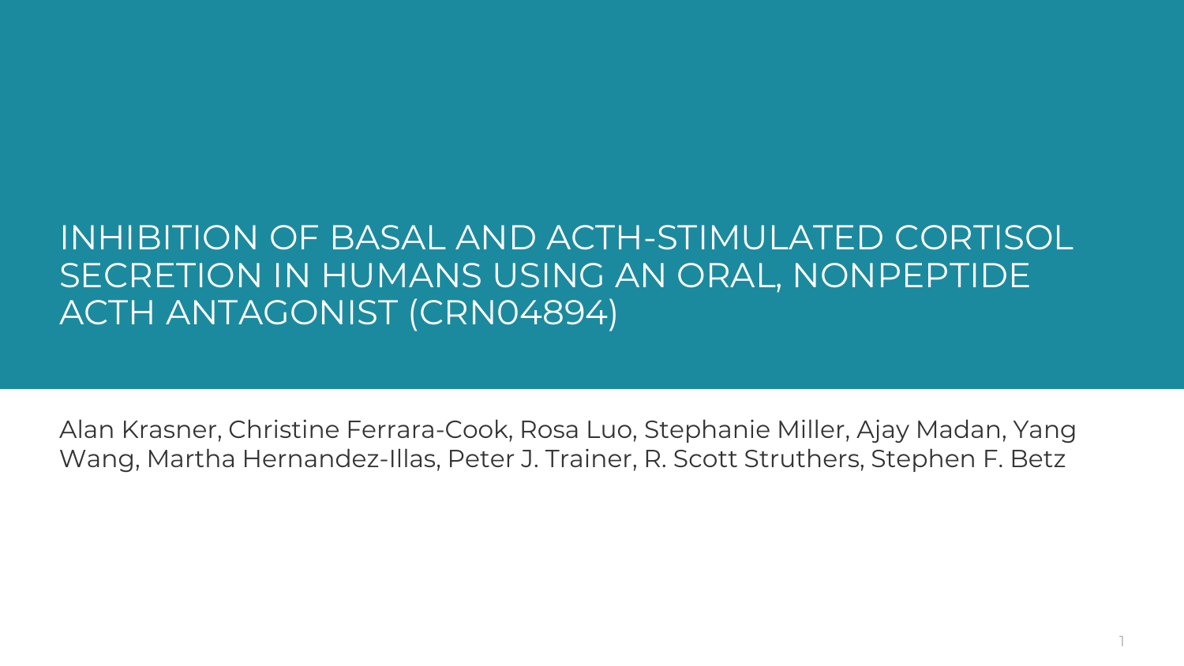# INHIBITION OF BASAL AND ACTH-STIMULATED CORTISOL SECRETION IN HUMANS USING AN ORAL, NONPEPTIDE ACTH ANTAGONIST (CRN04894)

Alan Krasner, Christine Ferrara-Cook, Rosa Luo, Stephanie Miller, Ajay Madan, Yang Wang, Martha Hernandez-Illas, Peter J. Trainer, R. Scott Struthers, Stephen F. Betz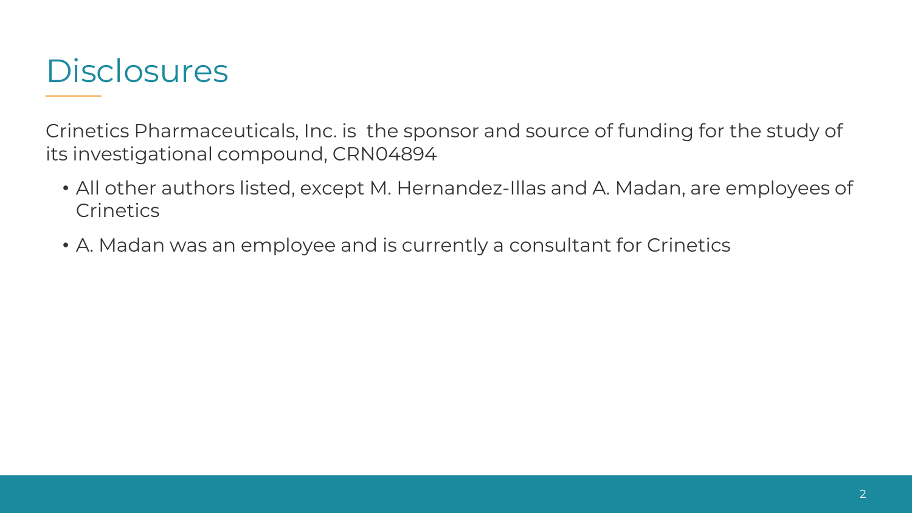# Disclosures

Crinetics Pharmaceuticals, Inc. is the sponsor and source of funding for the study of its investigational compound, CRN04894

- All other authors listed, except M. Hernandez-Illas and A. Madan, are employees of Crinetics
- A. Madan was an employee and is currently a consultant for Crinetics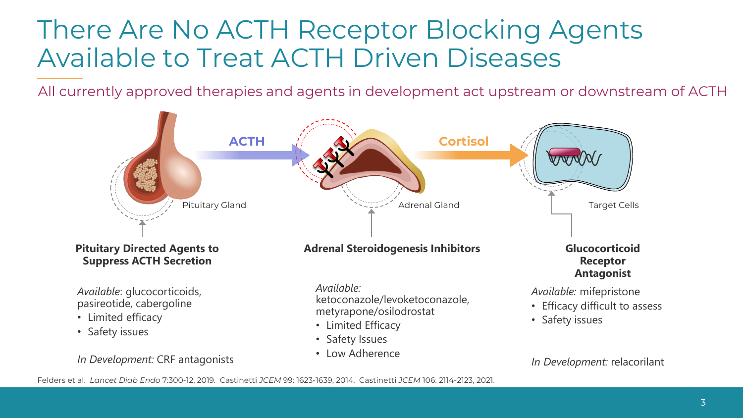# There Are No ACTH Receptor Blocking Agents Available to Treat ACTH Driven Diseases

All currently approved therapies and agents in development act upstream or downstream of ACTH

ACTH

Cortisol

Pituitary Gland

Adrenal Gland

Target Cells

### Pituitary Directed Agents to Suppress ACTH Secretion

*Available*: glucocorticoids, pasireotide, cabergoline

- Limited efficacy
- Safety issues

*In Development:* CRF antagonists

### Adrenal Steroidogenesis Inhibitors

*Available:* ketoconazole/levoketoconazole, metyrapone/osilodrostat

- Limited Efficacy
- Safety Issues
- Low Adherence

### Glucocorticoid Receptor Antagonist

*Available:* mifepristone

- Efficacy difficult to assess
- Safety issues

*In Development:* relacorilant

Felders et al. *Lancet Diab Endo* 7:300-12, 2019. Castinetti *JCEM* 99: 1623-1639, 2014. Castinetti *JCEM* 106: 2114-2123, 2021.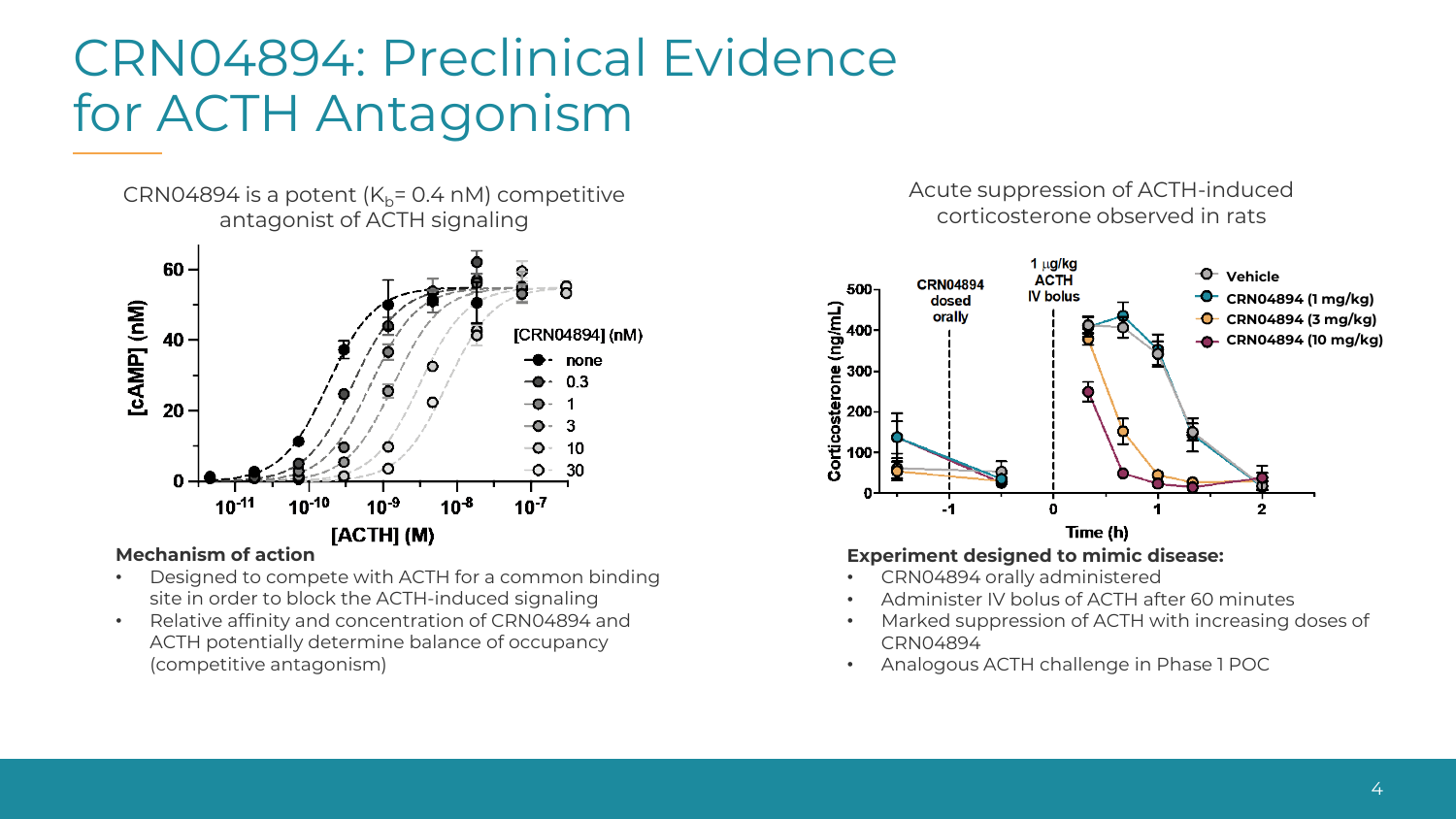# CRN04894: Preclinical Evidence for ACTH Antagonism

CRN04894 is a potent ($K_b$= 0.4 nM) competitive antagonist of ACTH signaling

**Mechanism of action**

- Designed to compete with ACTH for a common binding site in order to block the ACTH-induced signaling
- Relative affinity and concentration of CRN04894 and ACTH potentially determine balance of occupancy (competitive antagonism)

Acute suppression of ACTH-induced corticosterone observed in rats

**Experiment designed to mimic disease:**

- CRN04894 orally administered
- Administer IV bolus of ACTH after 60 minutes
- Marked suppression of ACTH with increasing doses of CRN04894
- Analogous ACTH challenge in Phase 1 POC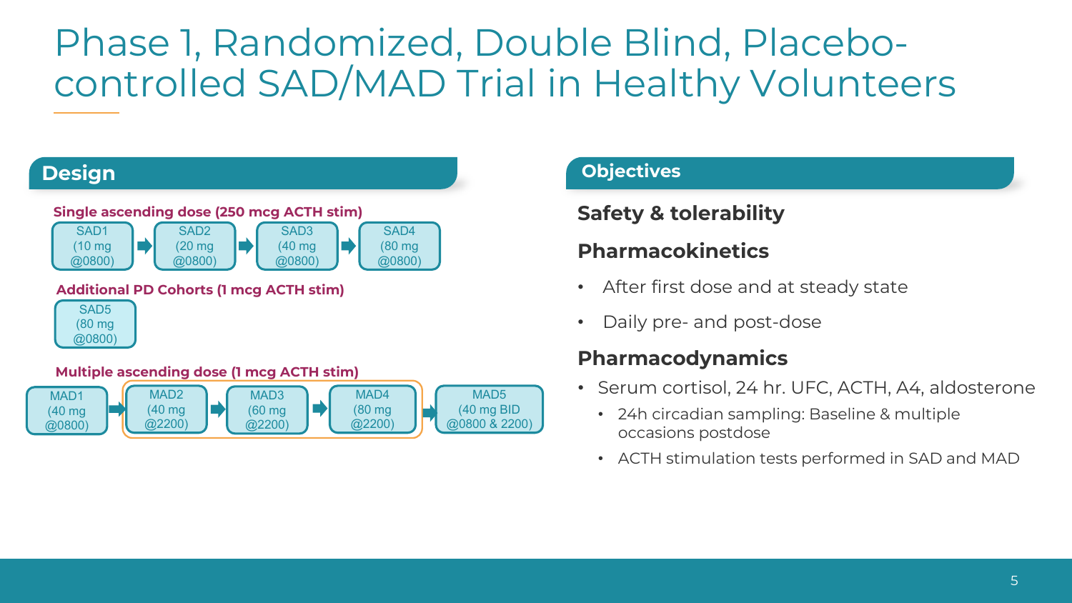# Phase 1, Randomized, Double Blind, Placebo-controlled SAD/MAD Trial in Healthy Volunteers

## Design

**Single ascending dose (250 mcg ACTH stim)**

SAD1 (10 mg @0800) → SAD2 (20 mg @0800) → SAD3 (40 mg @0800) → SAD4 (80 mg @0800)

**Additional PD Cohorts (1 mcg ACTH stim)**

SAD5 (80 mg @0800)

**Multiple ascending dose (1 mcg ACTH stim)**

MAD1 (40 mg @0800) → MAD2 (40 mg @2200) → MAD3 (60 mg @2200) → MAD4 (80 mg @2200) → MAD5 (40 mg BID @0800 & 2200)

## Objectives

### Safety & tolerability

### Pharmacokinetics

- After first dose and at steady state
- Daily pre- and post-dose

### Pharmacodynamics

- Serum cortisol, 24 hr. UFC, ACTH, A4, aldosterone
  - 24h circadian sampling: Baseline & multiple occasions postdose
  - ACTH stimulation tests performed in SAD and MAD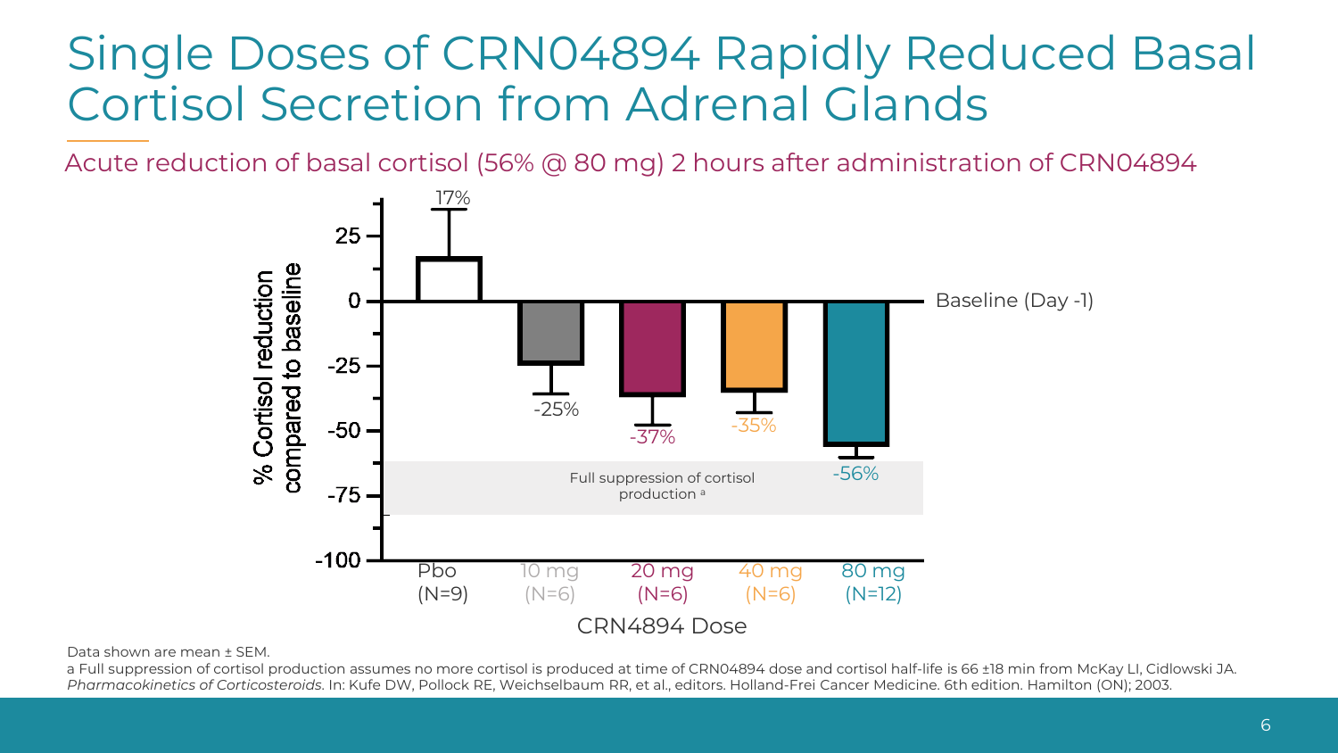# Single Doses of CRN04894 Rapidly Reduced Basal Cortisol Secretion from Adrenal Glands

Acute reduction of basal cortisol (56% @ 80 mg) 2 hours after administration of CRN04894

| CRN4894 Dose | % Cortisol reduction compared to baseline |
| --- | --- |
| Pbo (N=9) | 17% |
| 10 mg (N=6) | -25% |
| 20 mg (N=6) | -37% |
| 40 mg (N=6) | -35% |
| 80 mg (N=12) | -56% |

Baseline (Day -1)

Full suppression of cortisol production [a]

Data shown are mean ± SEM.

a Full suppression of cortisol production assumes no more cortisol is produced at time of CRN04894 dose and cortisol half-life is 66 ±18 min from McKay LI, Cidlowski JA. *Pharmacokinetics of Corticosteroids*. In: Kufe DW, Pollock RE, Weichselbaum RR, et al., editors. Holland-Frei Cancer Medicine. 6th edition. Hamilton (ON); 2003.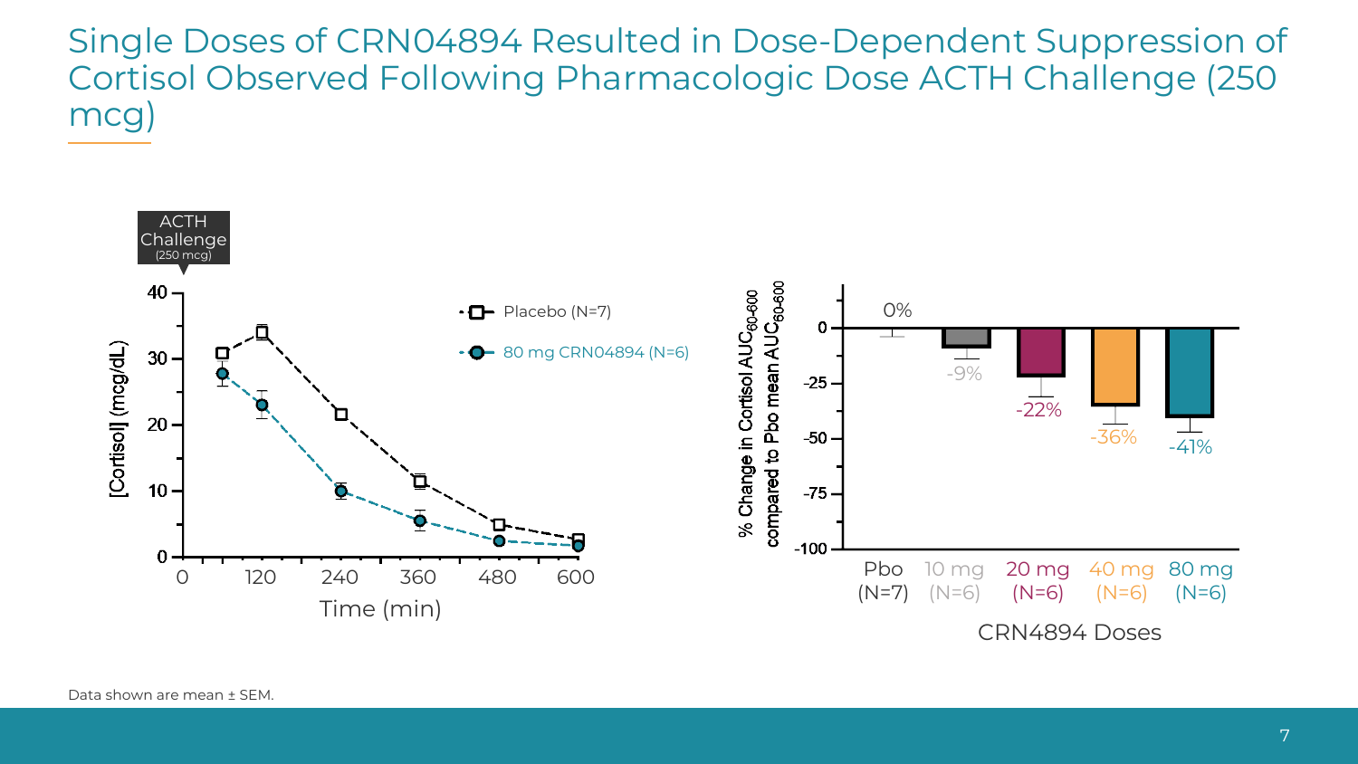# Single Doses of CRN04894 Resulted in Dose-Dependent Suppression of Cortisol Observed Following Pharmacologic Dose ACTH Challenge (250 mcg)

ACTH Challenge (250 mcg)

[Cortisol] (mcg/dL)

- Placebo (N=7)
- 80 mg CRN04894 (N=6)

Time (min)

% Change in Cortisol $AUC_{60\text{-}600}$ compared to Pbo mean $AUC_{60\text{-}600}$

| Pbo (N=7) | 10 mg (N=6) | 20 mg (N=6) | 40 mg (N=6) | 80 mg (N=6) |
|---|---|---|---|---|
| 0% | -9% | -22% | -36% | -41% |

CRN4894 Doses

Data shown are mean ± SEM.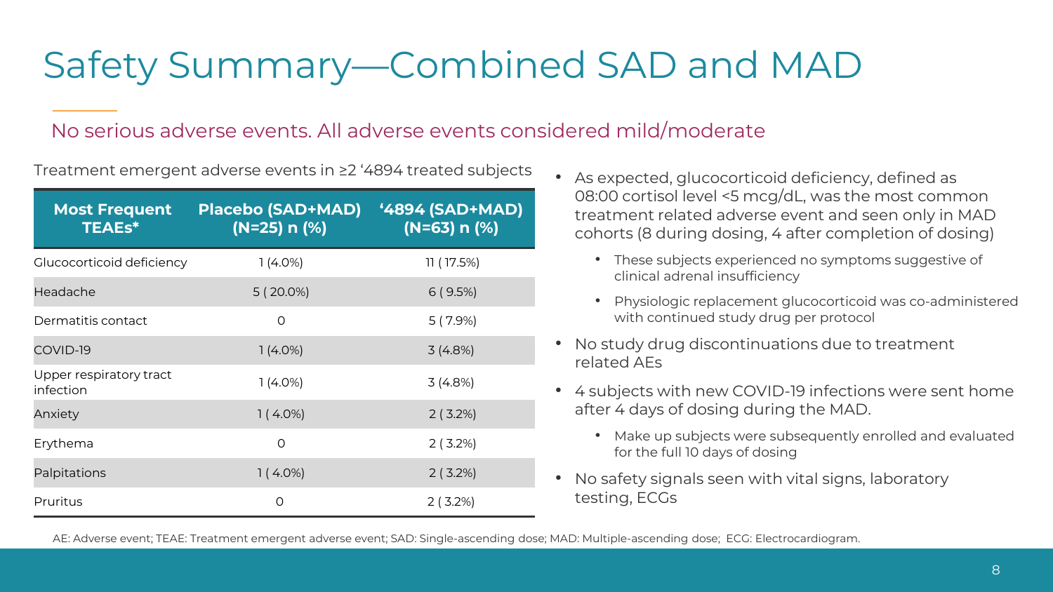# Safety Summary—Combined SAD and MAD

## No serious adverse events. All adverse events considered mild/moderate

Treatment emergent adverse events in ≥2 '4894 treated subjects

| Most Frequent TEAEs* | Placebo (SAD+MAD) (N=25) n (%) | '4894 (SAD+MAD) (N=63) n (%) |
|---|---|---|
| Glucocorticoid deficiency | 1 (4.0%) | 11 ( 17.5%) |
| Headache | 5 ( 20.0%) | 6 ( 9.5%) |
| Dermatitis contact | 0 | 5 ( 7.9%) |
| COVID-19 | 1 (4.0%) | 3 (4.8%) |
| Upper respiratory tract infection | 1 (4.0%) | 3 (4.8%) |
| Anxiety | 1 ( 4.0%) | 2 ( 3.2%) |
| Erythema | 0 | 2 ( 3.2%) |
| Palpitations | 1 ( 4.0%) | 2 ( 3.2%) |
| Pruritus | 0 | 2 ( 3.2%) |

- As expected, glucocorticoid deficiency, defined as 08:00 cortisol level <5 mcg/dL, was the most common treatment related adverse event and seen only in MAD cohorts (8 during dosing, 4 after completion of dosing)
  - These subjects experienced no symptoms suggestive of clinical adrenal insufficiency
  - Physiologic replacement glucocorticoid was co-administered with continued study drug per protocol
- No study drug discontinuations due to treatment related AEs
- 4 subjects with new COVID-19 infections were sent home after 4 days of dosing during the MAD.
  - Make up subjects were subsequently enrolled and evaluated for the full 10 days of dosing
- No safety signals seen with vital signs, laboratory testing, ECGs

AE: Adverse event; TEAE: Treatment emergent adverse event; SAD: Single-ascending dose; MAD: Multiple-ascending dose; ECG: Electrocardiogram.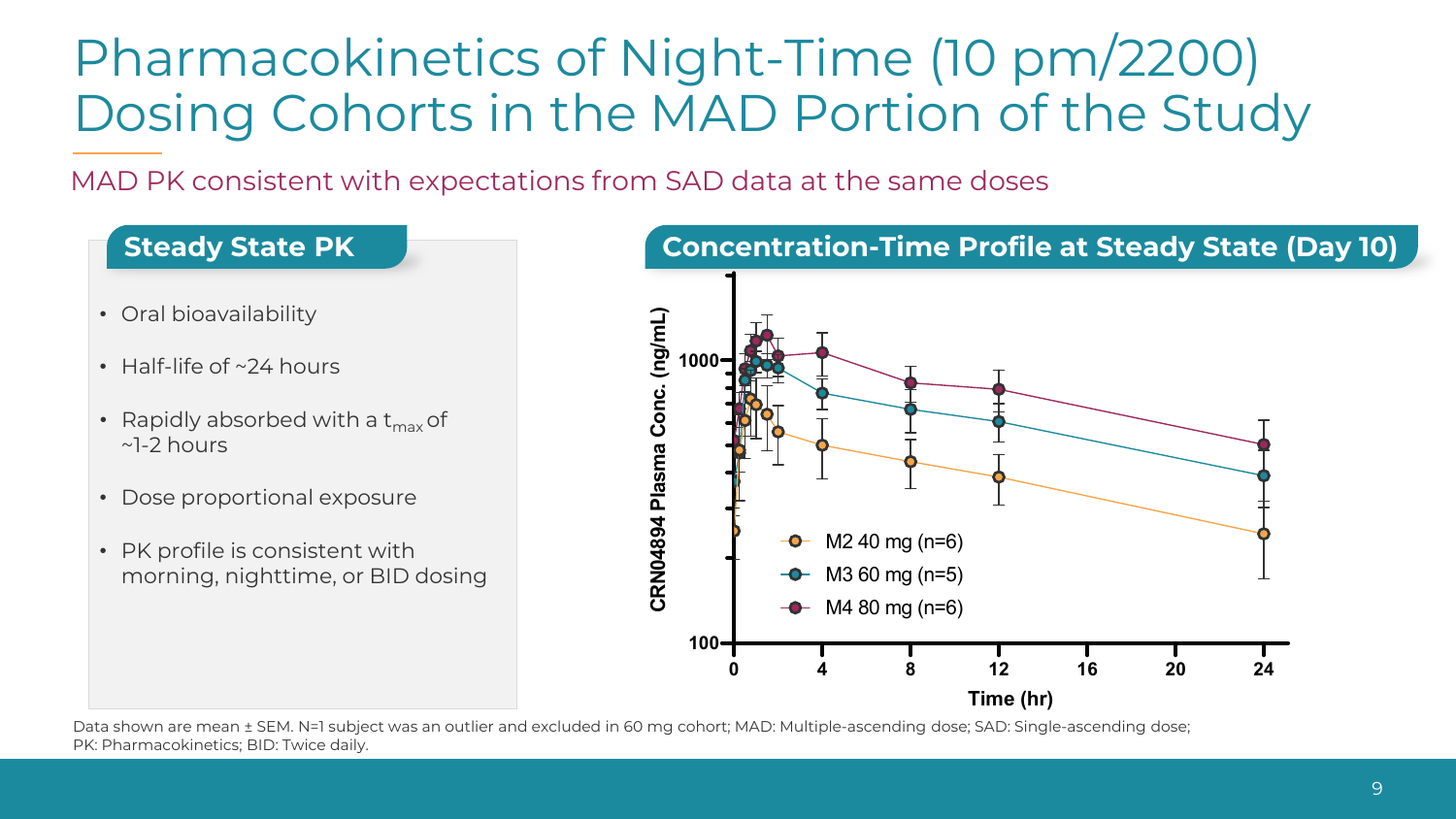# Pharmacokinetics of Night-Time (10 pm/2200) Dosing Cohorts in the MAD Portion of the Study

MAD PK consistent with expectations from SAD data at the same doses

## Steady State PK

- Oral bioavailability
- Half-life of ~24 hours
- Rapidly absorbed with a $t_{max}$ of ~1-2 hours
- Dose proportional exposure
- PK profile is consistent with morning, nighttime, or BID dosing

## Concentration-Time Profile at Steady State (Day 10)

CRN04894 Plasma Conc. (ng/mL)

Time (hr)

- M2 40 mg (n=6)
- M3 60 mg (n=5)
- M4 80 mg (n=6)

Data shown are mean ± SEM. N=1 subject was an outlier and excluded in 60 mg cohort; MAD: Multiple-ascending dose; SAD: Single-ascending dose; PK: Pharmacokinetics; BID: Twice daily.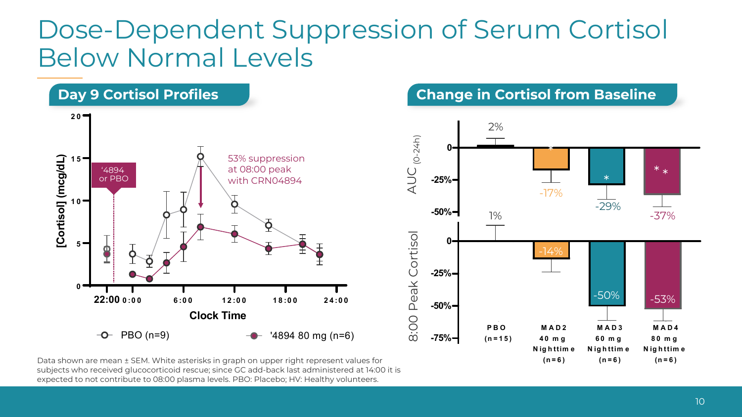# Dose-Dependent Suppression of Serum Cortisol Below Normal Levels

## Day 9 Cortisol Profiles

[Cortisol] (mcg/dL)

'4894 or PBO

53% suppression at 08:00 peak with CRN04894

Clock Time: 22:00, 0:00, 6:00, 12:00, 18:00, 24:00

PBO (n=9) | '4894 80 mg (n=6)

## Change in Cortisol from Baseline

| | PBO (n=15) | MAD2 40 mg Nighttime (n=6) | MAD3 60 mg Nighttime (n=6) | MAD4 80 mg Nighttime (n=6) |
|---|---|---|---|---|
| AUC (0-24h) | 2% | -17% | -29% | -37% |
| 8:00 Peak Cortisol | 1% | -14% | -50% | -53% |

Data shown are mean ± SEM. White asterisks in graph on upper right represent values for subjects who received glucocorticoid rescue; since GC add-back last administered at 14:00 it is expected to not contribute to 08:00 plasma levels. PBO: Placebo; HV: Healthy volunteers.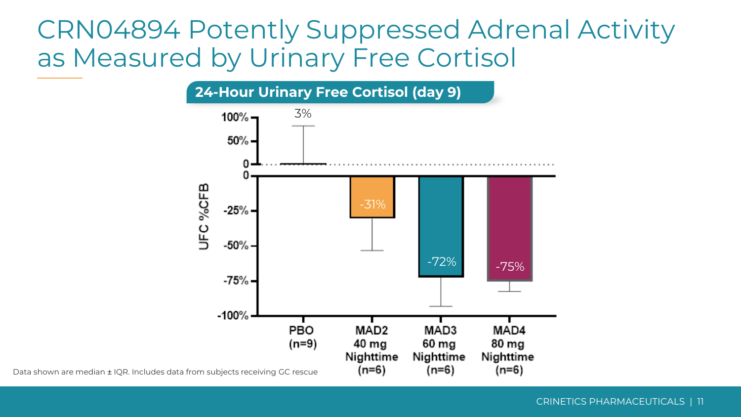# CRN04894 Potently Suppressed Adrenal Activity as Measured by Urinary Free Cortisol

## 24-Hour Urinary Free Cortisol (day 9)

| Group | UFC %CFB |
|---|---|
| PBO (n=9) | 3% |
| MAD2 40 mg Nighttime (n=6) | -31% |
| MAD3 60 mg Nighttime (n=6) | -72% |
| MAD4 80 mg Nighttime (n=6) | -75% |

Data shown are median ± IQR. Includes data from subjects receiving GC rescue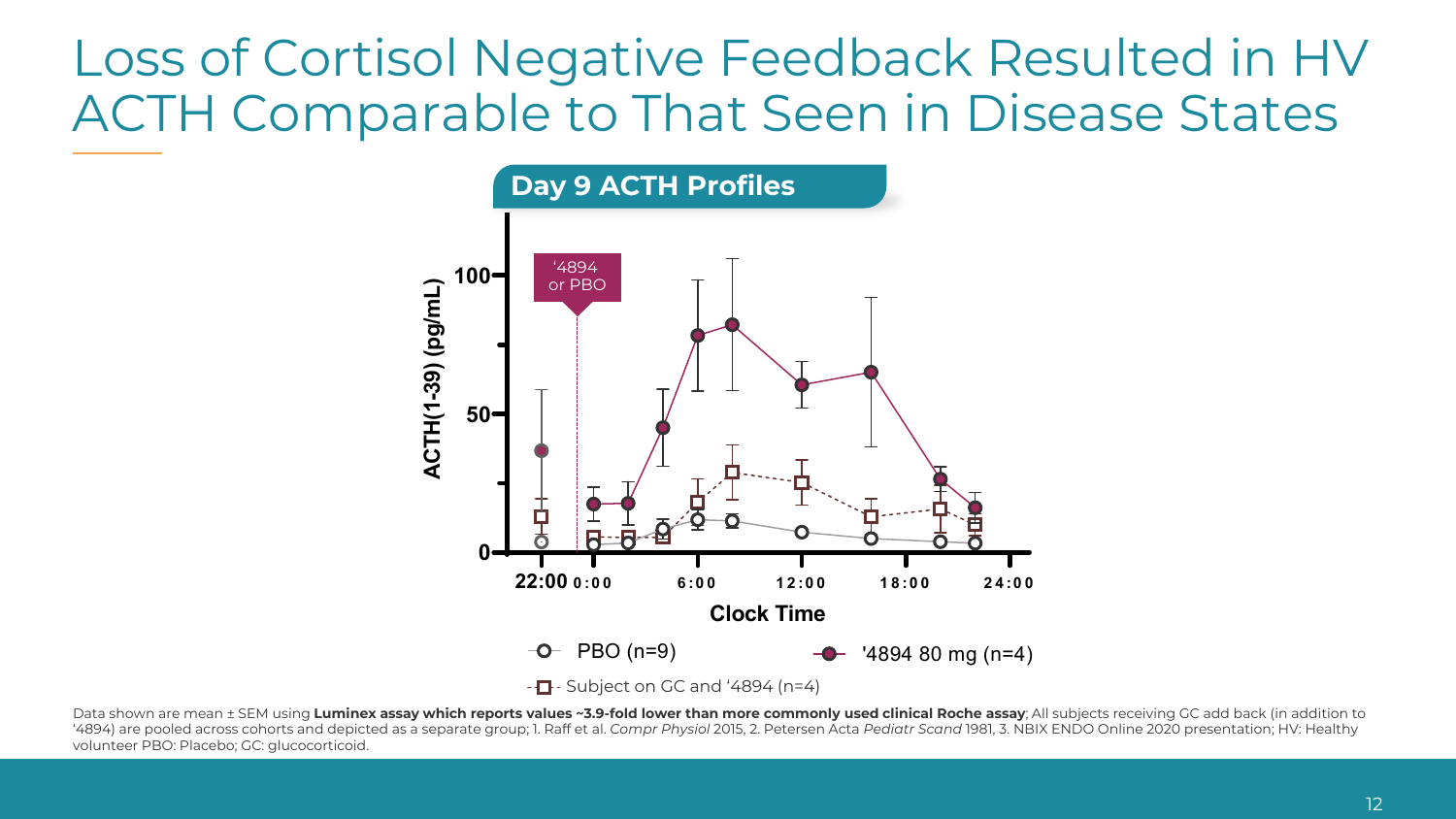# Loss of Cortisol Negative Feedback Resulted in HV ACTH Comparable to That Seen in Disease States

**Day 9 ACTH Profiles**

'4894 or PBO

ACTH(1-39) (pg/mL)

Clock Time

PBO (n=9)

'4894 80 mg (n=4)

Subject on GC and '4894 (n=4)

Data shown are mean ± SEM using **Luminex assay which reports values ~3.9-fold lower than more commonly used clinical Roche assay**; All subjects receiving GC add back (in addition to '4894) are pooled across cohorts and depicted as a separate group; 1. Raff et al. *Compr Physiol* 2015, 2. Petersen Acta *Pediatr Scand* 1981, 3. NBIX ENDO Online 2020 presentation; HV: Healthy volunteer PBO: Placebo; GC: glucocorticoid.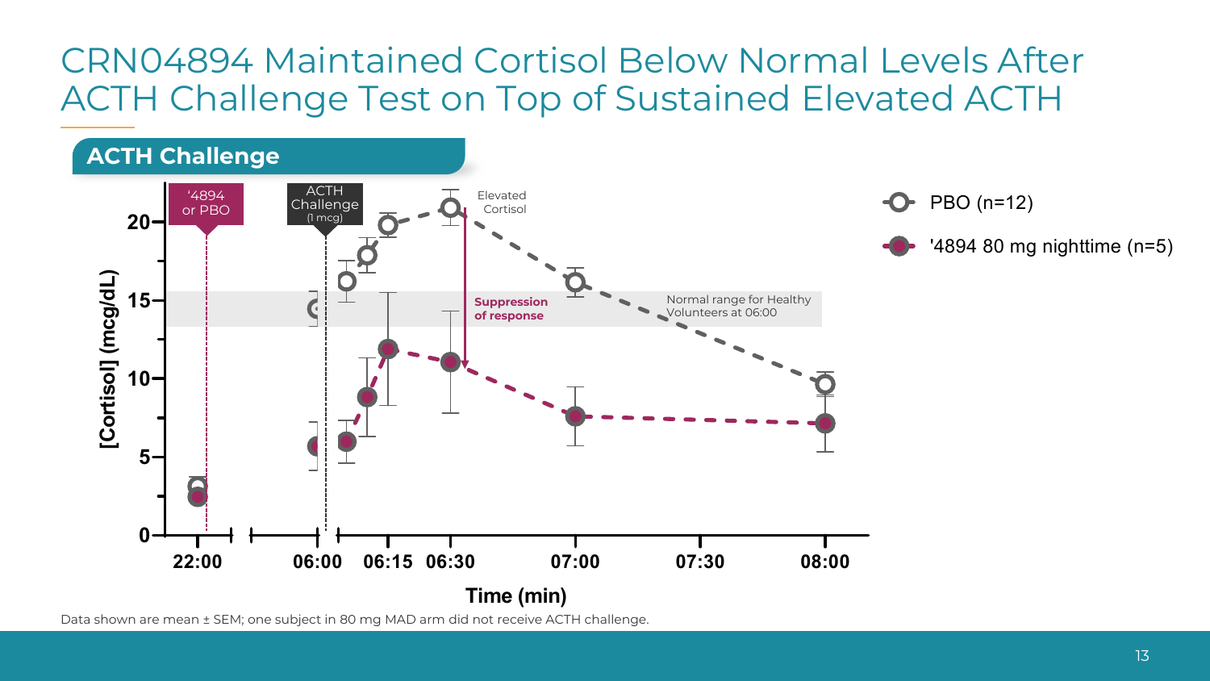# CRN04894 Maintained Cortisol Below Normal Levels After ACTH Challenge Test on Top of Sustained Elevated ACTH

## ACTH Challenge

'4894 or PBO

ACTH Challenge (1 mcg)

Elevated Cortisol

Suppression of response

Normal range for Healthy Volunteers at 06:00

PBO (n=12)

'4894 80 mg nighttime (n=5)

[Cortisol] (mcg/dL)

Time (min)

22:00, 06:00, 06:15, 06:30, 07:00, 07:30, 08:00

Data shown are mean ± SEM; one subject in 80 mg MAD arm did not receive ACTH challenge.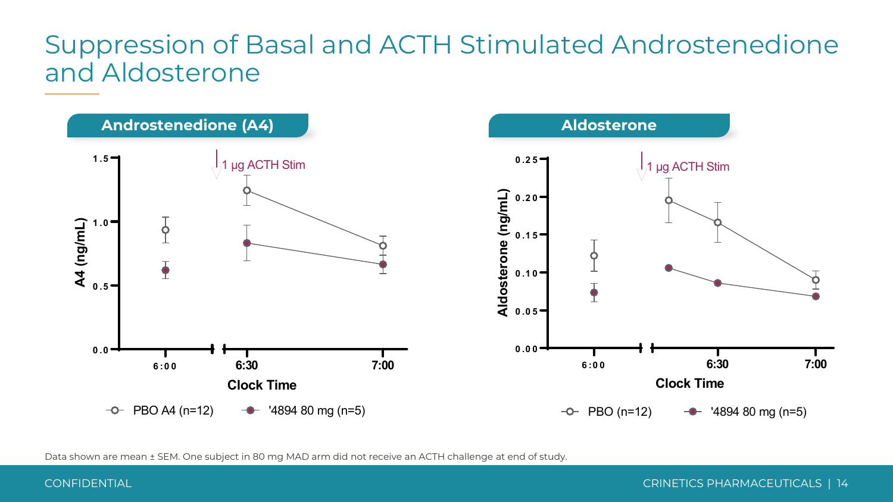# Suppression of Basal and ACTH Stimulated Androstenedione and Aldosterone

## Androstenedione (A4)

A4 (ng/mL)

1 µg ACTH Stim

Clock Time: 6:00, 6:30, 7:00

PBO A4 (n=12) '4894 80 mg (n=5)

## Aldosterone

Aldosterone (ng/mL)

1 µg ACTH Stim

Clock Time: 6:00, 6:30, 7:00

PBO (n=12) '4894 80 mg (n=5)

Data shown are mean ± SEM. One subject in 80 mg MAD arm did not receive an ACTH challenge at end of study.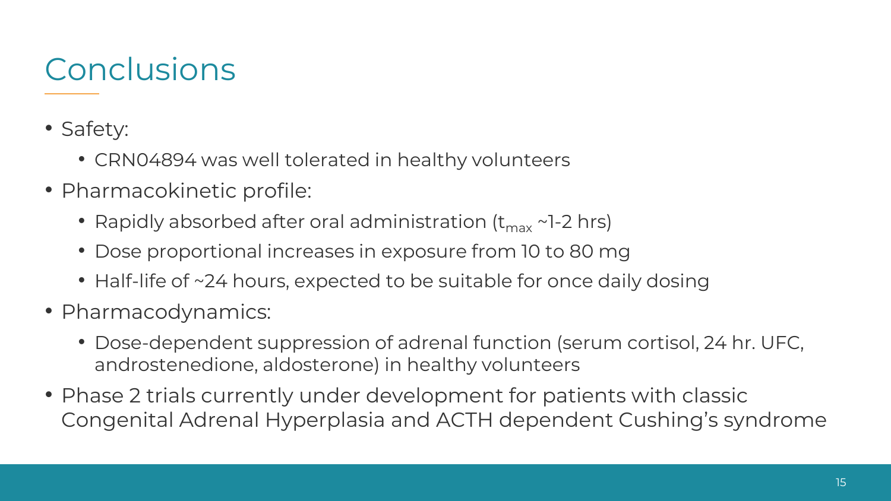# Conclusions

- Safety:
  - CRN04894 was well tolerated in healthy volunteers
- Pharmacokinetic profile:
  - Rapidly absorbed after oral administration ($t_{max}$ ~1-2 hrs)
  - Dose proportional increases in exposure from 10 to 80 mg
  - Half-life of ~24 hours, expected to be suitable for once daily dosing
- Pharmacodynamics:
  - Dose-dependent suppression of adrenal function (serum cortisol, 24 hr. UFC, androstenedione, aldosterone) in healthy volunteers
- Phase 2 trials currently under development for patients with classic Congenital Adrenal Hyperplasia and ACTH dependent Cushing's syndrome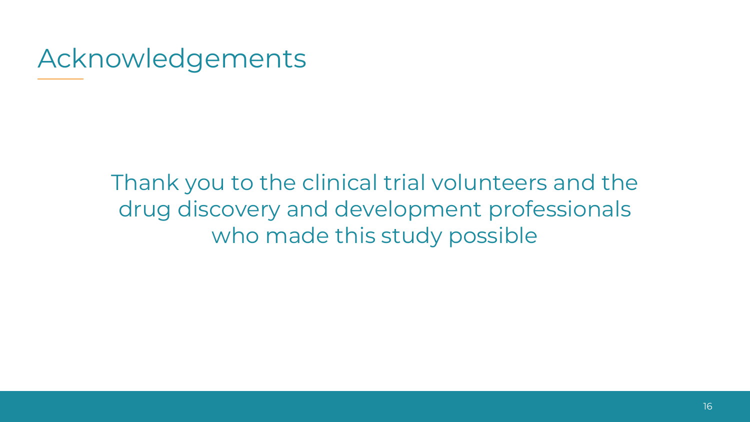# Acknowledgements

Thank you to the clinical trial volunteers and the drug discovery and development professionals who made this study possible